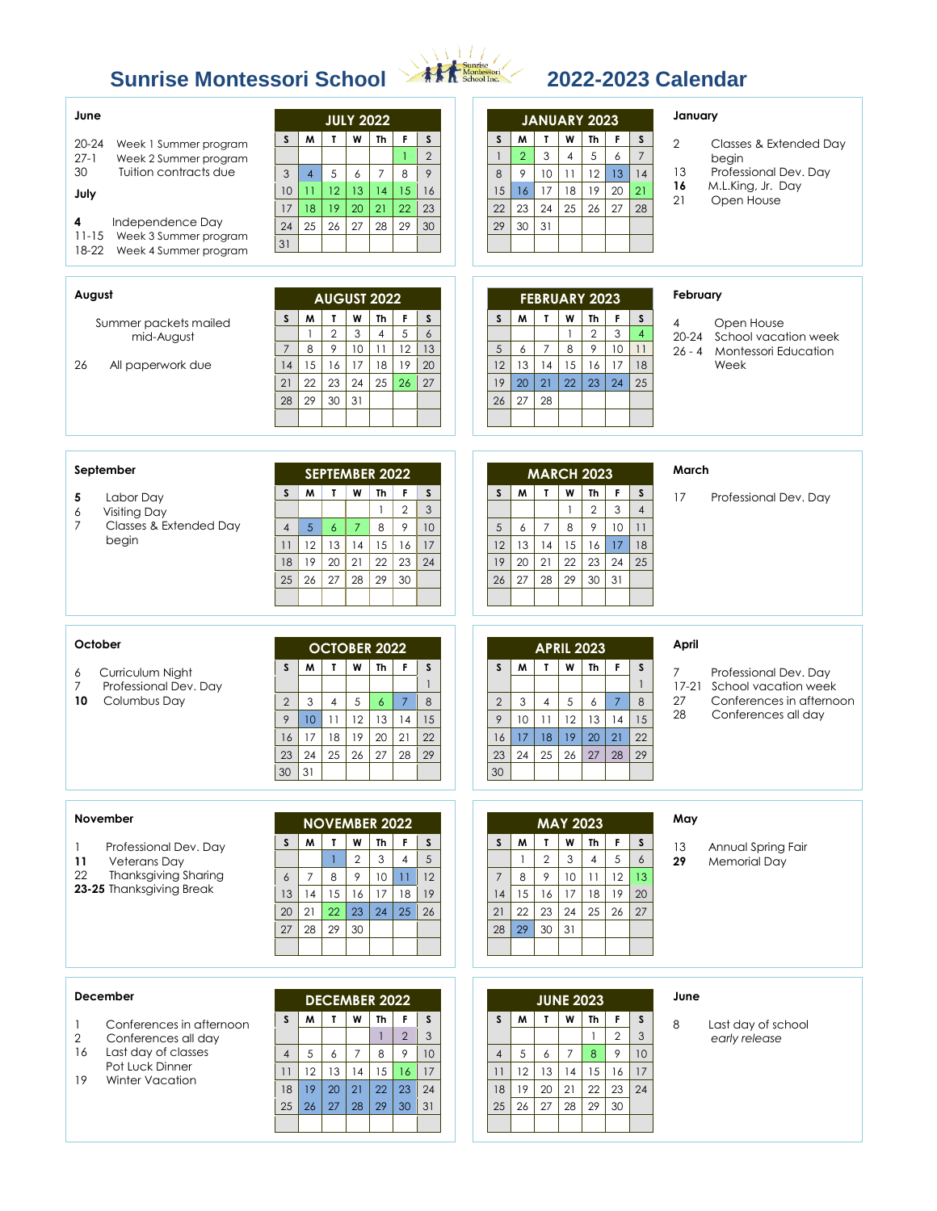# Sunrise Montessori School 2022-2023 Calendar

## June

- 20-24 Week 1 Summer program
- 27-1 Week 2 Summer program
- 30 Tuition contracts due

## July

- **4** Independence Day
- 11-15 Week 3 Summer program
- 18-22 Week 4 Summer program

| JULY 2022 | | | | | | |
|---|---|---|---|---|---|---|
| S | M | T | W | Th | F | S |
| | | | | | 1 | 2 |
| 3 | 4 | 5 | 6 | 7 | 8 | 9 |
| 10 | 11 | 12 | 13 | 14 | 15 | 16 |
| 17 | 18 | 19 | 20 | 21 | 22 | 23 |
| 24 | 25 | 26 | 27 | 28 | 29 | 30 |
| 31 | | | | | | |

## January

- 2 Classes & Extended Day begin
- 13 Professional Dev. Day
- **16** M.L.King, Jr. Day
- 21 Open House

| JANUARY 2023 | | | | | | |
|---|---|---|---|---|---|---|
| S | M | T | W | Th | F | S |
| 1 | 2 | 3 | 4 | 5 | 6 | 7 |
| 8 | 9 | 10 | 11 | 12 | 13 | 14 |
| 15 | 16 | 17 | 18 | 19 | 20 | 21 |
| 22 | 23 | 24 | 25 | 26 | 27 | 28 |
| 29 | 30 | 31 | | | | |

## August

Summer packets mailed mid-August

- 26 All paperwork due

| AUGUST 2022 | | | | | | |
|---|---|---|---|---|---|---|
| S | M | T | W | Th | F | S |
| | 1 | 2 | 3 | 4 | 5 | 6 |
| 7 | 8 | 9 | 10 | 11 | 12 | 13 |
| 14 | 15 | 16 | 17 | 18 | 19 | 20 |
| 21 | 22 | 23 | 24 | 25 | 26 | 27 |
| 28 | 29 | 30 | 31 | | | |

## February

- 4 Open House
- 20-24 School vacation week
- 26 - 4 Montessori Education Week

| FEBRUARY 2023 | | | | | | |
|---|---|---|---|---|---|---|
| S | M | T | W | Th | F | S |
| | | | 1 | 2 | 3 | 4 |
| 5 | 6 | 7 | 8 | 9 | 10 | 11 |
| 12 | 13 | 14 | 15 | 16 | 17 | 18 |
| 19 | 20 | 21 | 22 | 23 | 24 | 25 |
| 26 | 27 | 28 | | | | |

## September

- **5** Labor Day
- 6 Visiting Day
- 7 Classes & Extended Day begin

| SEPTEMBER 2022 | | | | | | |
|---|---|---|---|---|---|---|
| S | M | T | W | Th | F | S |
| | | | | 1 | 2 | 3 |
| 4 | 5 | 6 | 7 | 8 | 9 | 10 |
| 11 | 12 | 13 | 14 | 15 | 16 | 17 |
| 18 | 19 | 20 | 21 | 22 | 23 | 24 |
| 25 | 26 | 27 | 28 | 29 | 30 | |

## March

- 17 Professional Dev. Day

| MARCH 2023 | | | | | | |
|---|---|---|---|---|---|---|
| S | M | T | W | Th | F | S |
| | | | 1 | 2 | 3 | 4 |
| 5 | 6 | 7 | 8 | 9 | 10 | 11 |
| 12 | 13 | 14 | 15 | 16 | 17 | 18 |
| 19 | 20 | 21 | 22 | 23 | 24 | 25 |
| 26 | 27 | 28 | 29 | 30 | 31 | |

## October

- 6 Curriculum Night
- 7 Professional Dev. Day
- **10** Columbus Day

| OCTOBER 2022 | | | | | | |
|---|---|---|---|---|---|---|
| S | M | T | W | Th | F | S |
| | | | | | | 1 |
| 2 | 3 | 4 | 5 | 6 | 7 | 8 |
| 9 | 10 | 11 | 12 | 13 | 14 | 15 |
| 16 | 17 | 18 | 19 | 20 | 21 | 22 |
| 23 | 24 | 25 | 26 | 27 | 28 | 29 |
| 30 | 31 | | | | | |

## April

- 7 Professional Dev. Day
- 17-21 School vacation week
- 27 Conferences in afternoon
- 28 Conferences all day

| APRIL 2023 | | | | | | |
|---|---|---|---|---|---|---|
| S | M | T | W | Th | F | S |
| | | | | | | 1 |
| 2 | 3 | 4 | 5 | 6 | 7 | 8 |
| 9 | 10 | 11 | 12 | 13 | 14 | 15 |
| 16 | 17 | 18 | 19 | 20 | 21 | 22 |
| 23 | 24 | 25 | 26 | 27 | 28 | 29 |
| 30 | | | | | | |

## November

- 1 Professional Dev. Day
- **11** Veterans Day
- 22 Thanksgiving Sharing
- **23-25** Thanksgiving Break

| NOVEMBER 2022 | | | | | | |
|---|---|---|---|---|---|---|
| S | M | T | W | Th | F | S |
| | | 1 | 2 | 3 | 4 | 5 |
| 6 | 7 | 8 | 9 | 10 | 11 | 12 |
| 13 | 14 | 15 | 16 | 17 | 18 | 19 |
| 20 | 21 | 22 | 23 | 24 | 25 | 26 |
| 27 | 28 | 29 | 30 | | | |

## May

- 13 Annual Spring Fair
- **29** Memorial Day

| MAY 2023 | | | | | | |
|---|---|---|---|---|---|---|
| S | M | T | W | Th | F | S |
| | 1 | 2 | 3 | 4 | 5 | 6 |
| 7 | 8 | 9 | 10 | 11 | 12 | 13 |
| 14 | 15 | 16 | 17 | 18 | 19 | 20 |
| 21 | 22 | 23 | 24 | 25 | 26 | 27 |
| 28 | 29 | 30 | 31 | | | |

## December

- 1 Conferences in afternoon
- 2 Conferences all day
- 16 Last day of classes
  Pot Luck Dinner
- 19 Winter Vacation

| DECEMBER 2022 | | | | | | |
|---|---|---|---|---|---|---|
| S | M | T | W | Th | F | S |
| | | | | 1 | 2 | 3 |
| 4 | 5 | 6 | 7 | 8 | 9 | 10 |
| 11 | 12 | 13 | 14 | 15 | 16 | 17 |
| 18 | 19 | 20 | 21 | 22 | 23 | 24 |
| 25 | 26 | 27 | 28 | 29 | 30 | 31 |

## June

- 8 Last day of school
  *early release*

| JUNE 2023 | | | | | | |
|---|---|---|---|---|---|---|
| S | M | T | W | Th | F | S |
| | | | | 1 | 2 | 3 |
| 4 | 5 | 6 | 7 | 8 | 9 | 10 |
| 11 | 12 | 13 | 14 | 15 | 16 | 17 |
| 18 | 19 | 20 | 21 | 22 | 23 | 24 |
| 25 | 26 | 27 | 28 | 29 | 30 | |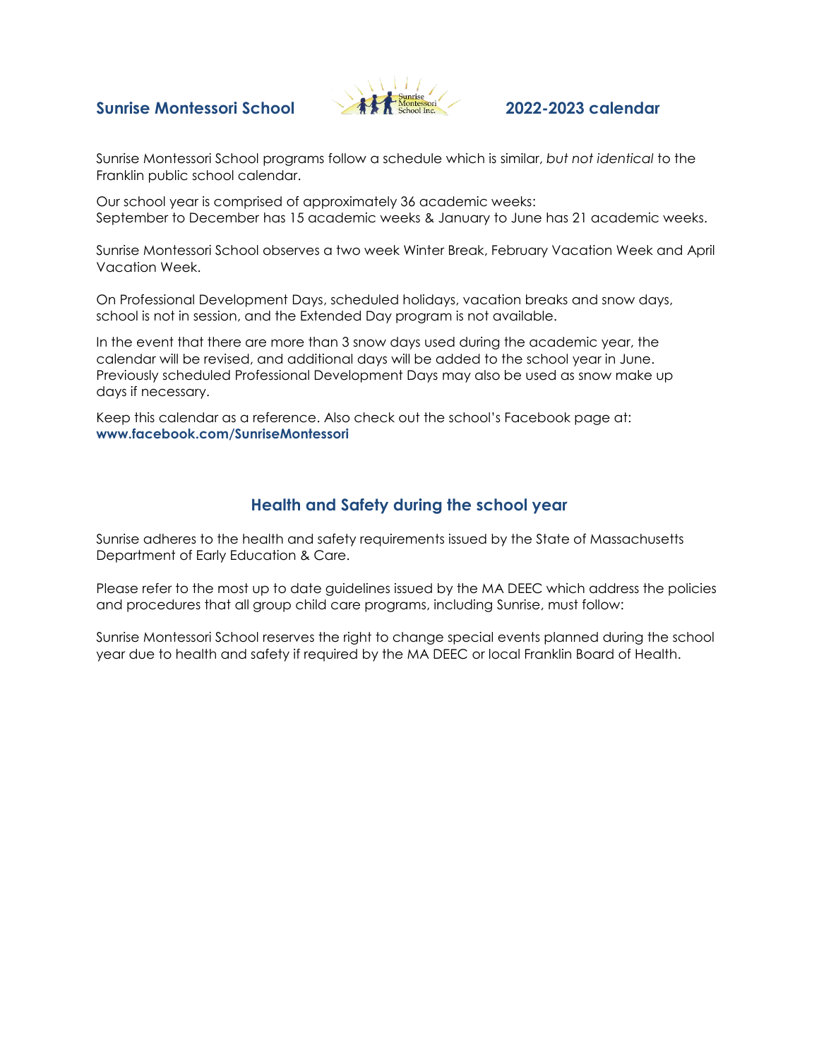**Sunrise Montessori School** **2022-2023 calendar**

Sunrise Montessori School programs follow a schedule which is similar, *but not identical* to the Franklin public school calendar.

Our school year is comprised of approximately 36 academic weeks:
September to December has 15 academic weeks & January to June has 21 academic weeks.

Sunrise Montessori School observes a two week Winter Break, February Vacation Week and April Vacation Week.

On Professional Development Days, scheduled holidays, vacation breaks and snow days, school is not in session, and the Extended Day program is not available.

In the event that there are more than 3 snow days used during the academic year, the calendar will be revised, and additional days will be added to the school year in June. Previously scheduled Professional Development Days may also be used as snow make up days if necessary.

Keep this calendar as a reference. Also check out the school's Facebook page at:
**www.facebook.com/SunriseMontessori**

## Health and Safety during the school year

Sunrise adheres to the health and safety requirements issued by the State of Massachusetts Department of Early Education & Care.

Please refer to the most up to date guidelines issued by the MA DEEC which address the policies and procedures that all group child care programs, including Sunrise, must follow:

Sunrise Montessori School reserves the right to change special events planned during the school year due to health and safety if required by the MA DEEC or local Franklin Board of Health.